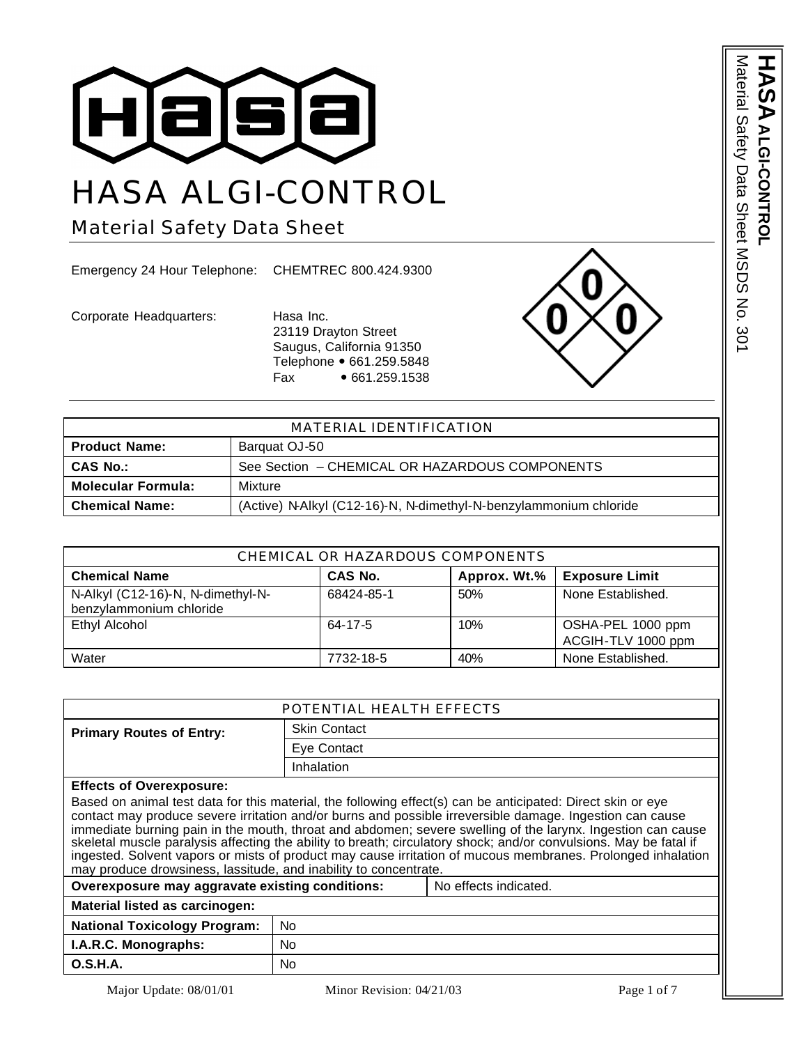# HASA ALGI-CONTROL

## Material Safety Data Sheet

Emergency 24 Hour Telephone: CHEMTREC 800.424.9300

Corporate Headquarters: Hasa Inc.
23119 Drayton Street
Saugus, California 91350
Telephone • 661.259.5848
Fax • 661.259.1538

| MATERIAL IDENTIFICATION | |
|---|---|
| **Product Name:** | Barquat OJ-50 |
| **CAS No.:** | See Section – CHEMICAL OR HAZARDOUS COMPONENTS |
| **Molecular Formula:** | Mixture |
| **Chemical Name:** | (Active) N-Alkyl (C12-16)-N, N-dimethyl-N-benzylammonium chloride |

| CHEMICAL OR HAZARDOUS COMPONENTS | | | |
|---|---|---|---|
| **Chemical Name** | **CAS No.** | **Approx. Wt.%** | **Exposure Limit** |
| N-Alkyl (C12-16)-N, N-dimethyl-N-benzylammonium chloride | 68424-85-1 | 50% | None Established. |
| Ethyl Alcohol | 64-17-5 | 10% | OSHA-PEL 1000 ppm<br>ACGIH-TLV 1000 ppm |
| Water | 7732-18-5 | 40% | None Established. |

| POTENTIAL HEALTH EFFECTS | |
|---|---|
| **Primary Routes of Entry:** | Skin Contact |
| | Eye Contact |
| | Inhalation |

**Effects of Overexposure:**

Based on animal test data for this material, the following effect(s) can be anticipated: Direct skin or eye contact may produce severe irritation and/or burns and possible irreversible damage. Ingestion can cause immediate burning pain in the mouth, throat and abdomen; severe swelling of the larynx. Ingestion can cause skeletal muscle paralysis affecting the ability to breath; circulatory shock; and/or convulsions. May be fatal if ingested. Solvent vapors or mists of product may cause irritation of mucous membranes. Prolonged inhalation may produce drowsiness, lassitude, and inability to concentrate.

| **Overexposure may aggravate existing conditions:** | No effects indicated. |
|---|---|

**Material listed as carcinogen:**

| | |
|---|---|
| **National Toxicology Program:** | No |
| **I.A.R.C. Monographs:** | No |
| **O.S.H.A.** | No |

Major Update: 08/01/01 Minor Revision: 04/21/03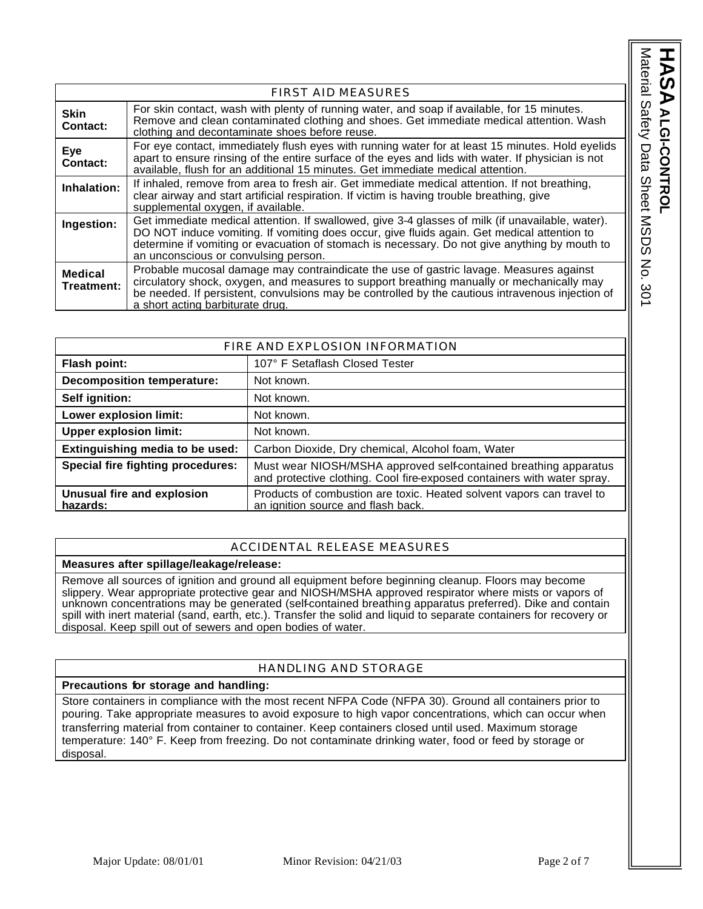## FIRST AID MEASURES

| | |
|---|---|
| **Skin Contact:** | For skin contact, wash with plenty of running water, and soap if available, for 15 minutes. Remove and clean contaminated clothing and shoes. Get immediate medical attention. Wash clothing and decontaminate shoes before reuse. |
| **Eye Contact:** | For eye contact, immediately flush eyes with running water for at least 15 minutes. Hold eyelids apart to ensure rinsing of the entire surface of the eyes and lids with water. If physician is not available, flush for an additional 15 minutes. Get immediate medical attention. |
| **Inhalation:** | If inhaled, remove from area to fresh air. Get immediate medical attention. If not breathing, clear airway and start artificial respiration. If victim is having trouble breathing, give supplemental oxygen, if available. |
| **Ingestion:** | Get immediate medical attention. If swallowed, give 3-4 glasses of milk (if unavailable, water). DO NOT induce vomiting. If vomiting does occur, give fluids again. Get medical attention to determine if vomiting or evacuation of stomach is necessary. Do not give anything by mouth to an unconscious or convulsing person. |
| **Medical Treatment:** | Probable mucosal damage may contraindicate the use of gastric lavage. Measures against circulatory shock, oxygen, and measures to support breathing manually or mechanically may be needed. If persistent, convulsions may be controlled by the cautious intravenous injection of a short acting barbiturate drug. |

## FIRE AND EXPLOSION INFORMATION

| | |
|---|---|
| **Flash point:** | 107° F Setaflash Closed Tester |
| **Decomposition temperature:** | Not known. |
| **Self ignition:** | Not known. |
| **Lower explosion limit:** | Not known. |
| **Upper explosion limit:** | Not known. |
| **Extinguishing media to be used:** | Carbon Dioxide, Dry chemical, Alcohol foam, Water |
| **Special fire fighting procedures:** | Must wear NIOSH/MSHA approved self-contained breathing apparatus and protective clothing. Cool fire-exposed containers with water spray. |
| **Unusual fire and explosion hazards:** | Products of combustion are toxic. Heated solvent vapors can travel to an ignition source and flash back. |

## ACCIDENTAL RELEASE MEASURES

**Measures after spillage/leakage/release:**

Remove all sources of ignition and ground all equipment before beginning cleanup. Floors may become slippery. Wear appropriate protective gear and NIOSH/MSHA approved respirator where mists or vapors of unknown concentrations may be generated (self-contained breathing apparatus preferred). Dike and contain spill with inert material (sand, earth, etc.). Transfer the solid and liquid to separate containers for recovery or disposal. Keep spill out of sewers and open bodies of water.

## HANDLING AND STORAGE

**Precautions for storage and handling:**

Store containers in compliance with the most recent NFPA Code (NFPA 30). Ground all containers prior to pouring. Take appropriate measures to avoid exposure to high vapor concentrations, which can occur when transferring material from container to container. Keep containers closed until used. Maximum storage temperature: 140° F. Keep from freezing. Do not contaminate drinking water, food or feed by storage or disposal.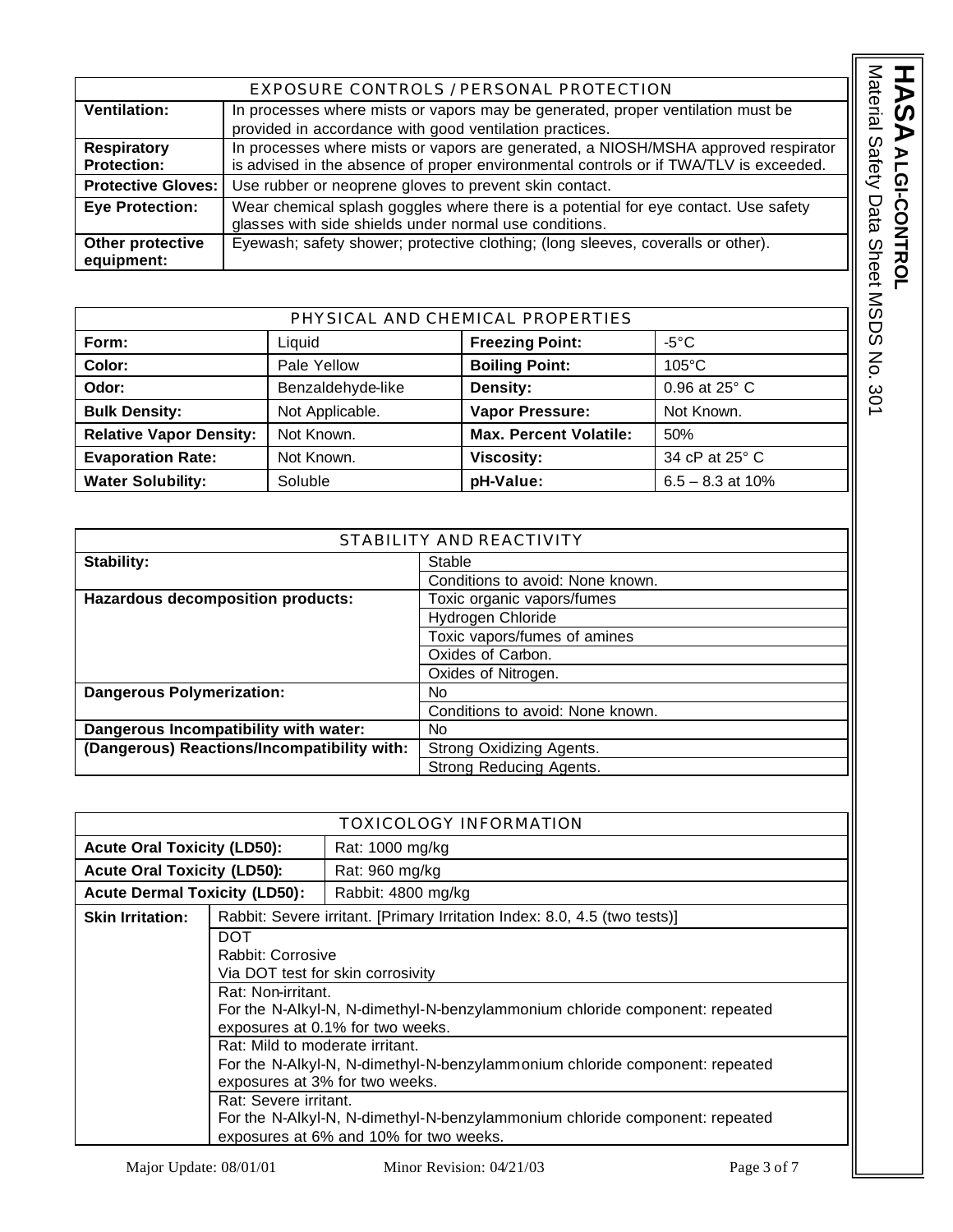| EXPOSURE CONTROLS / PERSONAL PROTECTION | |
|---|---|
| **Ventilation:** | In processes where mists or vapors may be generated, proper ventilation must be provided in accordance with good ventilation practices. |
| **Respiratory Protection:** | In processes where mists or vapors are generated, a NIOSH/MSHA approved respirator is advised in the absence of proper environmental controls or if TWA/TLV is exceeded. |
| **Protective Gloves:** | Use rubber or neoprene gloves to prevent skin contact. |
| **Eye Protection:** | Wear chemical splash goggles where there is a potential for eye contact. Use safety glasses with side shields under normal use conditions. |
| **Other protective equipment:** | Eyewash; safety shower; protective clothing; (long sleeves, coveralls or other). |

| PHYSICAL AND CHEMICAL PROPERTIES | | | |
|---|---|---|---|
| **Form:** | Liquid | **Freezing Point:** | -5°C |
| **Color:** | Pale Yellow | **Boiling Point:** | 105°C |
| **Odor:** | Benzaldehyde-like | **Density:** | 0.96 at 25° C |
| **Bulk Density:** | Not Applicable. | **Vapor Pressure:** | Not Known. |
| **Relative Vapor Density:** | Not Known. | **Max. Percent Volatile:** | 50% |
| **Evaporation Rate:** | Not Known. | **Viscosity:** | 34 cP at 25° C |
| **Water Solubility:** | Soluble | **pH-Value:** | 6.5 – 8.3 at 10% |

| STABILITY AND REACTIVITY | |
|---|---|
| **Stability:** | Stable |
| | Conditions to avoid: None known. |
| **Hazardous decomposition products:** | Toxic organic vapors/fumes |
| | Hydrogen Chloride |
| | Toxic vapors/fumes of amines |
| | Oxides of Carbon. |
| | Oxides of Nitrogen. |
| **Dangerous Polymerization:** | No |
| | Conditions to avoid: None known. |
| **Dangerous Incompatibility with water:** | No |
| **(Dangerous) Reactions/Incompatibility with:** | Strong Oxidizing Agents. |
| | Strong Reducing Agents. |

| TOXICOLOGY INFORMATION | |
|---|---|
| **Acute Oral Toxicity (LD50):** | Rat: 1000 mg/kg |
| **Acute Oral Toxicity (LD50):** | Rat: 960 mg/kg |
| **Acute Dermal Toxicity (LD50):** | Rabbit: 4800 mg/kg |
| **Skin Irritation:** | Rabbit: Severe irritant. [Primary Irritation Index: 8.0, 4.5 (two tests)] |
| | DOT<br>Rabbit: Corrosive<br>Via DOT test for skin corrosivity |
| | Rat: Non-irritant.<br>For the N-Alkyl-N, N-dimethyl-N-benzylammonium chloride component: repeated exposures at 0.1% for two weeks. |
| | Rat: Mild to moderate irritant.<br>For the N-Alkyl-N, N-dimethyl-N-benzylammonium chloride component: repeated exposures at 3% for two weeks. |
| | Rat: Severe irritant.<br>For the N-Alkyl-N, N-dimethyl-N-benzylammonium chloride component: repeated exposures at 6% and 10% for two weeks. |

Major Update: 08/01/01 Minor Revision: 04/21/03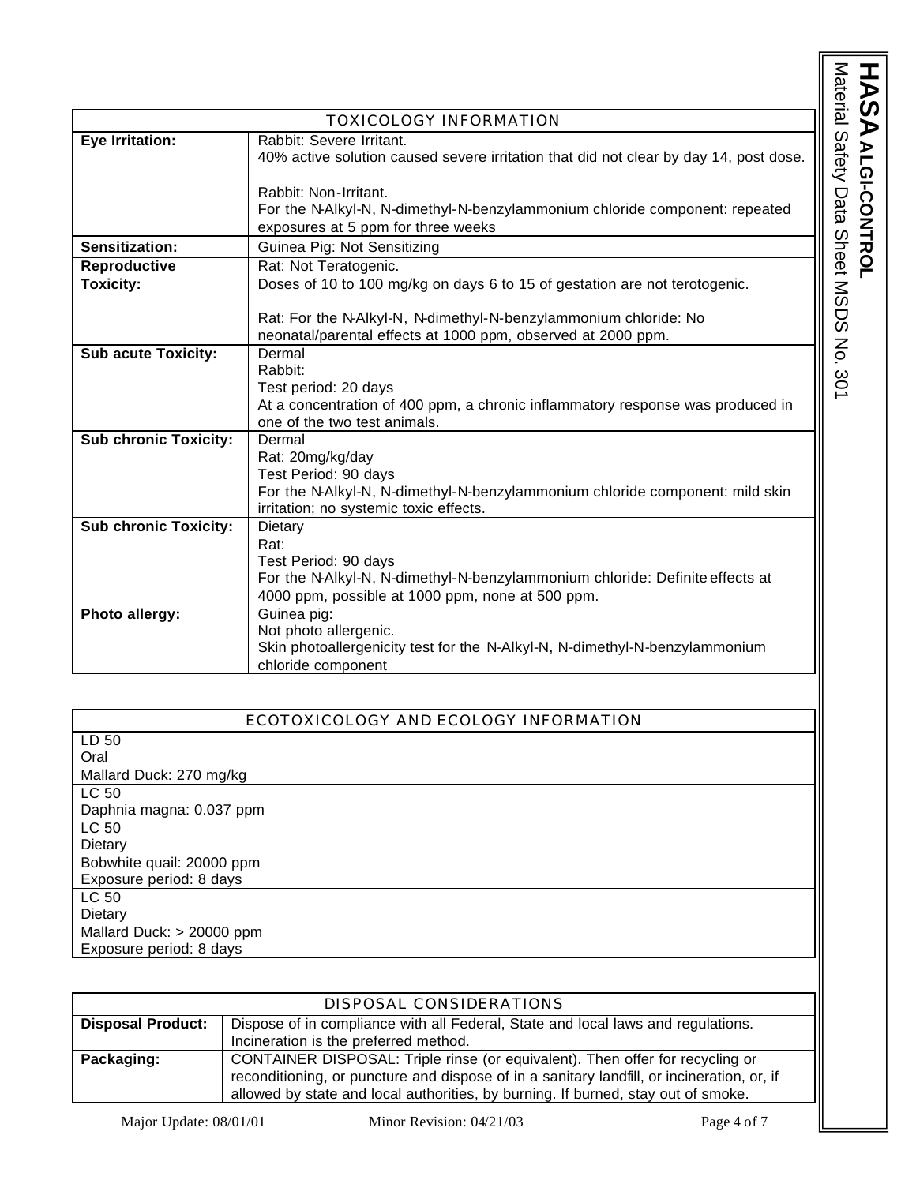## TOXICOLOGY INFORMATION

| | |
|---|---|
| **Eye Irritation:** | Rabbit: Severe Irritant.<br>40% active solution caused severe irritation that did not clear by day 14, post dose.<br><br>Rabbit: Non-Irritant.<br>For the N-Alkyl-N, N-dimethyl-N-benzylammonium chloride component: repeated exposures at 5 ppm for three weeks |
| **Sensitization:** | Guinea Pig: Not Sensitizing |
| **Reproductive Toxicity:** | Rat: Not Teratogenic.<br>Doses of 10 to 100 mg/kg on days 6 to 15 of gestation are not terotogenic.<br><br>Rat: For the N-Alkyl-N, N-dimethyl-N-benzylammonium chloride: No neonatal/parental effects at 1000 ppm, observed at 2000 ppm. |
| **Sub acute Toxicity:** | Dermal<br>Rabbit:<br>Test period: 20 days<br>At a concentration of 400 ppm, a chronic inflammatory response was produced in one of the two test animals. |
| **Sub chronic Toxicity:** | Dermal<br>Rat: 20mg/kg/day<br>Test Period: 90 days<br>For the N-Alkyl-N, N-dimethyl-N-benzylammonium chloride component: mild skin irritation; no systemic toxic effects. |
| **Sub chronic Toxicity:** | Dietary<br>Rat:<br>Test Period: 90 days<br>For the N-Alkyl-N, N-dimethyl-N-benzylammonium chloride: Definite effects at 4000 ppm, possible at 1000 ppm, none at 500 ppm. |
| **Photo allergy:** | Guinea pig:<br>Not photo allergenic.<br>Skin photoallergenicity test for the N-Alkyl-N, N-dimethyl-N-benzylammonium chloride component |

## ECOTOXICOLOGY AND ECOLOGY INFORMATION

| |
|---|
| LD 50<br>Oral<br>Mallard Duck: 270 mg/kg |
| LC 50<br>Daphnia magna: 0.037 ppm |
| LC 50<br>Dietary<br>Bobwhite quail: 20000 ppm<br>Exposure period: 8 days |
| LC 50<br>Dietary<br>Mallard Duck: > 20000 ppm<br>Exposure period: 8 days |

## DISPOSAL CONSIDERATIONS

| | |
|---|---|
| **Disposal Product:** | Dispose of in compliance with all Federal, State and local laws and regulations. Incineration is the preferred method. |
| **Packaging:** | CONTAINER DISPOSAL: Triple rinse (or equivalent). Then offer for recycling or reconditioning, or puncture and dispose of in a sanitary landfill, or incineration, or, if allowed by state and local authorities, by burning. If burned, stay out of smoke. |

Major Update: 08/01/01 Minor Revision: 04/21/03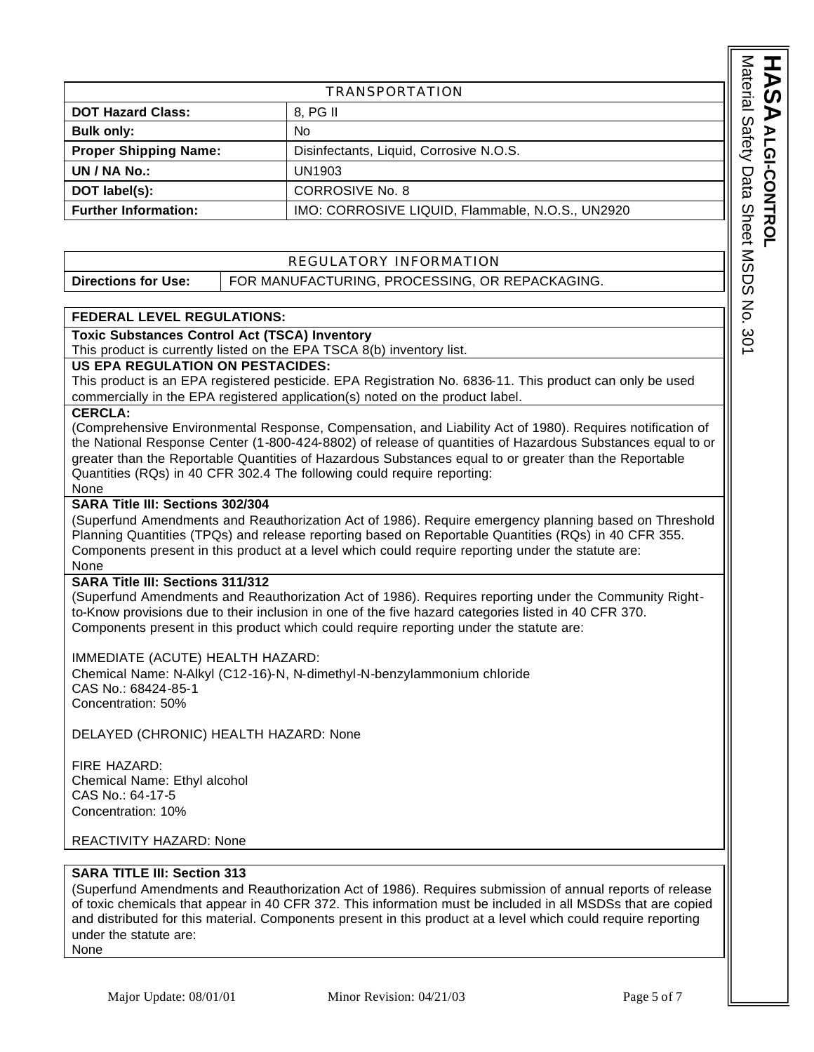| TRANSPORTATION | |
|---|---|
| **DOT Hazard Class:** | 8, PG II |
| **Bulk only:** | No |
| **Proper Shipping Name:** | Disinfectants, Liquid, Corrosive N.O.S. |
| **UN / NA No.:** | UN1903 |
| **DOT label(s):** | CORROSIVE No. 8 |
| **Further Information:** | IMO: CORROSIVE LIQUID, Flammable, N.O.S., UN2920 |

| REGULATORY INFORMATION | |
|---|---|
| **Directions for Use:** | FOR MANUFACTURING, PROCESSING, OR REPACKAGING. |

**FEDERAL LEVEL REGULATIONS:**

**Toxic Substances Control Act (TSCA) Inventory**
This product is currently listed on the EPA TSCA 8(b) inventory list.

**US EPA REGULATION ON PESTACIDES:**
This product is an EPA registered pesticide. EPA Registration No. 6836-11. This product can only be used commercially in the EPA registered application(s) noted on the product label.

**CERCLA:**
(Comprehensive Environmental Response, Compensation, and Liability Act of 1980). Requires notification of the National Response Center (1-800-424-8802) of release of quantities of Hazardous Substances equal to or greater than the Reportable Quantities of Hazardous Substances equal to or greater than the Reportable Quantities (RQs) in 40 CFR 302.4 The following could require reporting:
None

**SARA Title III: Sections 302/304**
(Superfund Amendments and Reauthorization Act of 1986). Require emergency planning based on Threshold Planning Quantities (TPQs) and release reporting based on Reportable Quantities (RQs) in 40 CFR 355. Components present in this product at a level which could require reporting under the statute are:
None

**SARA Title III: Sections 311/312**
(Superfund Amendments and Reauthorization Act of 1986). Requires reporting under the Community Right-to-Know provisions due to their inclusion in one of the five hazard categories listed in 40 CFR 370. Components present in this product which could require reporting under the statute are:

IMMEDIATE (ACUTE) HEALTH HAZARD:
Chemical Name: N-Alkyl (C12-16)-N, N-dimethyl-N-benzylammonium chloride
CAS No.: 68424-85-1
Concentration: 50%

DELAYED (CHRONIC) HEALTH HAZARD: None

FIRE HAZARD:
Chemical Name: Ethyl alcohol
CAS No.: 64-17-5
Concentration: 10%

REACTIVITY HAZARD: None

**SARA TITLE III: Section 313**
(Superfund Amendments and Reauthorization Act of 1986). Requires submission of annual reports of release of toxic chemicals that appear in 40 CFR 372. This information must be included in all MSDSs that are copied and distributed for this material. Components present in this product at a level which could require reporting under the statute are:
None

Major Update: 08/01/01 Minor Revision: 04/21/03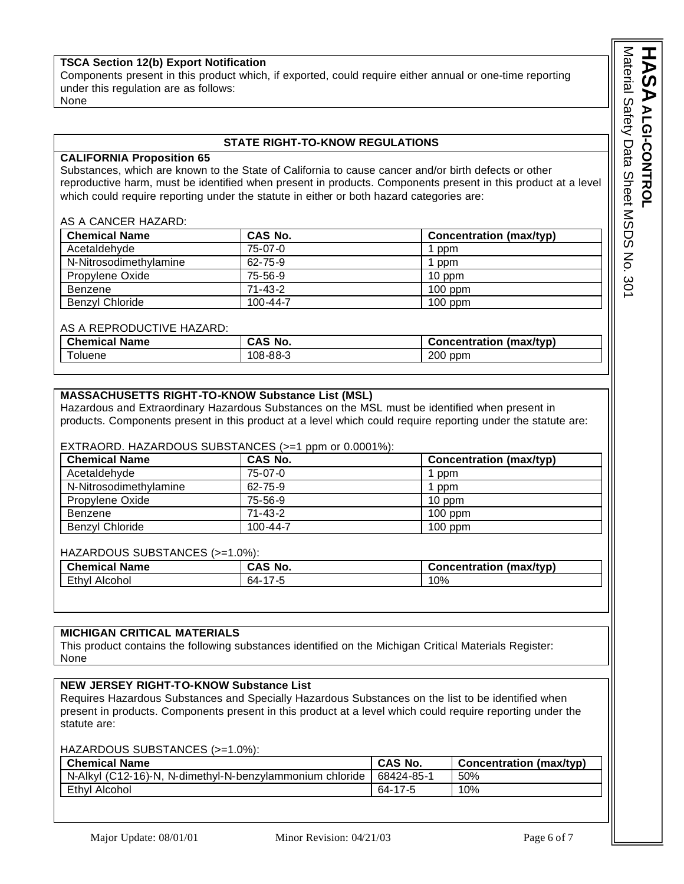**TSCA Section 12(b) Export Notification**

Components present in this product which, if exported, could require either annual or one-time reporting under this regulation are as follows:
None

## STATE RIGHT-TO-KNOW REGULATIONS

**CALIFORNIA Proposition 65**

Substances, which are known to the State of California to cause cancer and/or birth defects or other reproductive harm, must be identified when present in products. Components present in this product at a level which could require reporting under the statute in either or both hazard categories are:

AS A CANCER HAZARD:

| Chemical Name | CAS No. | Concentration (max/typ) |
|---|---|---|
| Acetaldehyde | 75-07-0 | 1 ppm |
| N-Nitrosodimethylamine | 62-75-9 | 1 ppm |
| Propylene Oxide | 75-56-9 | 10 ppm |
| Benzene | 71-43-2 | 100 ppm |
| Benzyl Chloride | 100-44-7 | 100 ppm |

AS A REPRODUCTIVE HAZARD:

| Chemical Name | CAS No. | Concentration (max/typ) |
|---|---|---|
| Toluene | 108-88-3 | 200 ppm |

**MASSACHUSETTS RIGHT-TO-KNOW Substance List (MSL)**

Hazardous and Extraordinary Hazardous Substances on the MSL must be identified when present in products. Components present in this product at a level which could require reporting under the statute are:

EXTRAORD. HAZARDOUS SUBSTANCES (>=1 ppm or 0.0001%):

| Chemical Name | CAS No. | Concentration (max/typ) |
|---|---|---|
| Acetaldehyde | 75-07-0 | 1 ppm |
| N-Nitrosodimethylamine | 62-75-9 | 1 ppm |
| Propylene Oxide | 75-56-9 | 10 ppm |
| Benzene | 71-43-2 | 100 ppm |
| Benzyl Chloride | 100-44-7 | 100 ppm |

HAZARDOUS SUBSTANCES (>=1.0%):

| Chemical Name | CAS No. | Concentration (max/typ) |
|---|---|---|
| Ethyl Alcohol | 64-17-5 | 10% |

**MICHIGAN CRITICAL MATERIALS**

This product contains the following substances identified on the Michigan Critical Materials Register:
None

**NEW JERSEY RIGHT-TO-KNOW Substance List**

Requires Hazardous Substances and Specially Hazardous Substances on the list to be identified when present in products. Components present in this product at a level which could require reporting under the statute are:

HAZARDOUS SUBSTANCES (>=1.0%):

| Chemical Name | CAS No. | Concentration (max/typ) |
|---|---|---|
| N-Alkyl (C12-16)-N, N-dimethyl-N-benzylammonium chloride | 68424-85-1 | 50% |
| Ethyl Alcohol | 64-17-5 | 10% |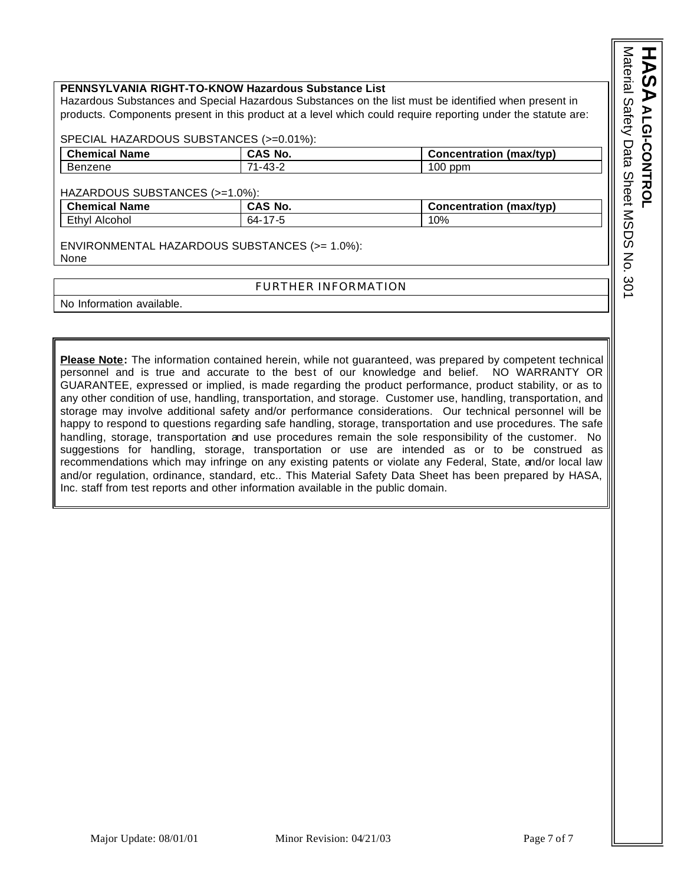**PENNSYLVANIA RIGHT-TO-KNOW Hazardous Substance List**

Hazardous Substances and Special Hazardous Substances on the list must be identified when present in products. Components present in this product at a level which could require reporting under the statute are:

SPECIAL HAZARDOUS SUBSTANCES (>=0.01%):

| Chemical Name | CAS No. | Concentration (max/typ) |
|---|---|---|
| Benzene | 71-43-2 | 100 ppm |

HAZARDOUS SUBSTANCES (>=1.0%):

| Chemical Name | CAS No. | Concentration (max/typ) |
|---|---|---|
| Ethyl Alcohol | 64-17-5 | 10% |

ENVIRONMENTAL HAZARDOUS SUBSTANCES (>= 1.0%):
None

## FURTHER INFORMATION

No Information available.

**Please Note:** The information contained herein, while not guaranteed, was prepared by competent technical personnel and is true and accurate to the best of our knowledge and belief. NO WARRANTY OR GUARANTEE, expressed or implied, is made regarding the product performance, product stability, or as to any other condition of use, handling, transportation, and storage. Customer use, handling, transportation, and storage may involve additional safety and/or performance considerations. Our technical personnel will be happy to respond to questions regarding safe handling, storage, transportation and use procedures. The safe handling, storage, transportation and use procedures remain the sole responsibility of the customer. No suggestions for handling, storage, transportation or use are intended as or to be construed as recommendations which may infringe on any existing patents or violate any Federal, State, and/or local law and/or regulation, ordinance, standard, etc.. This Material Safety Data Sheet has been prepared by HASA, Inc. staff from test reports and other information available in the public domain.

Major Update: 08/01/01 Minor Revision: 04/21/03